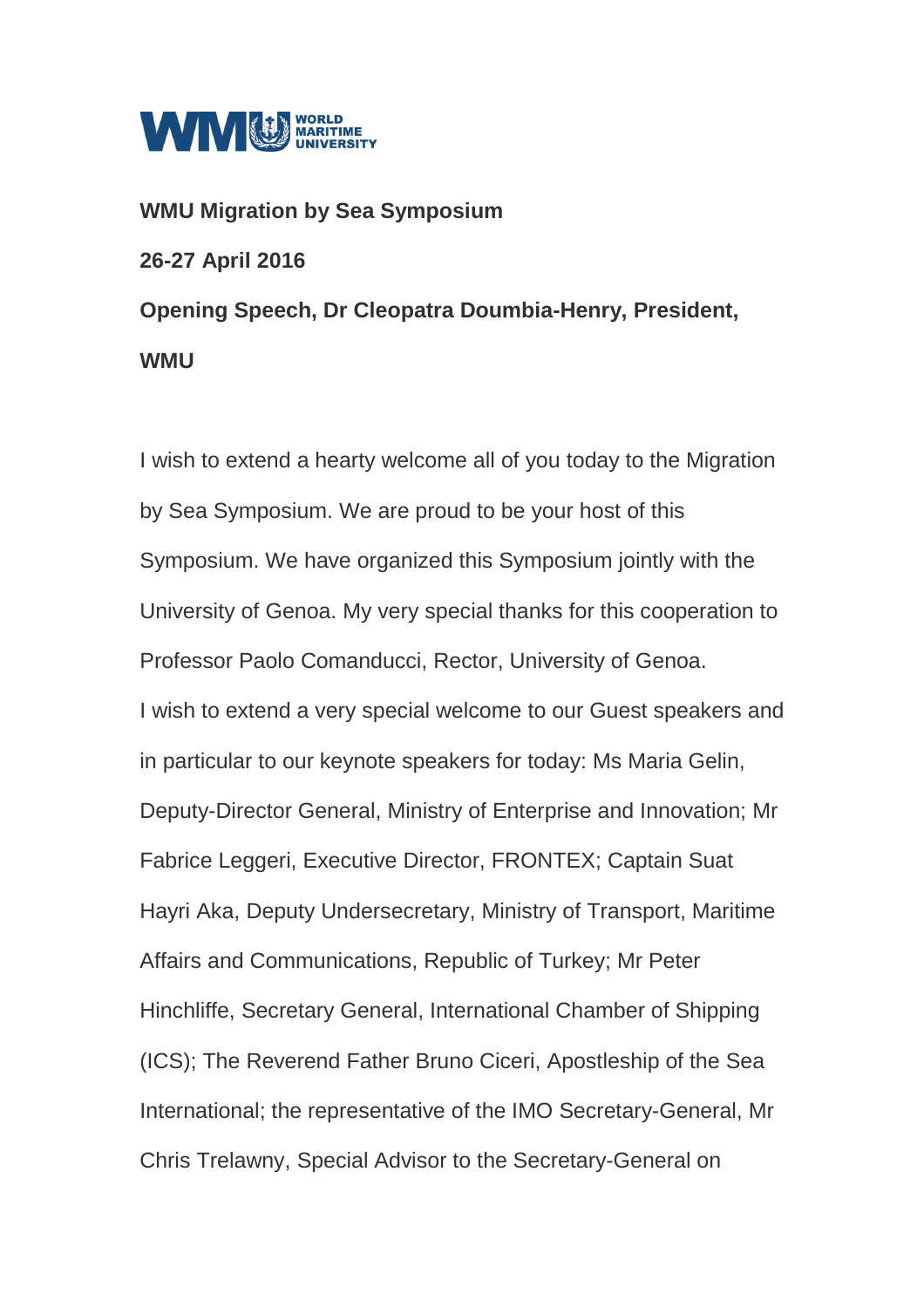WORLD MARITIME UNIVERSITY

**WMU Migration by Sea Symposium**

**26-27 April 2016**

**Opening Speech, Dr Cleopatra Doumbia-Henry, President, WMU**

I wish to extend a hearty welcome all of you today to the Migration by Sea Symposium. We are proud to be your host of this Symposium. We have organized this Symposium jointly with the University of Genoa. My very special thanks for this cooperation to Professor Paolo Comanducci, Rector, University of Genoa.

I wish to extend a very special welcome to our Guest speakers and in particular to our keynote speakers for today: Ms Maria Gelin, Deputy-Director General, Ministry of Enterprise and Innovation; Mr Fabrice Leggeri, Executive Director, FRONTEX; Captain Suat Hayri Aka, Deputy Undersecretary, Ministry of Transport, Maritime Affairs and Communications, Republic of Turkey; Mr Peter Hinchliffe, Secretary General, International Chamber of Shipping (ICS); The Reverend Father Bruno Ciceri, Apostleship of the Sea International; the representative of the IMO Secretary-General, Mr Chris Trelawny, Special Advisor to the Secretary-General on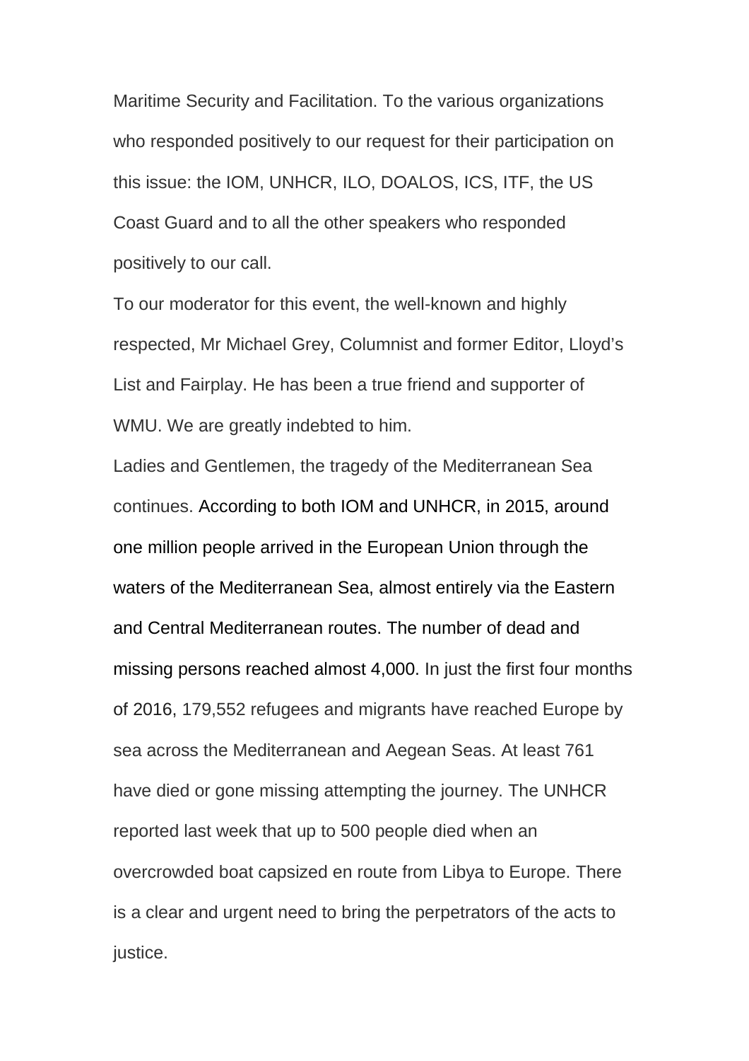Maritime Security and Facilitation. To the various organizations who responded positively to our request for their participation on this issue: the IOM, UNHCR, ILO, DOALOS, ICS, ITF, the US Coast Guard and to all the other speakers who responded positively to our call.

To our moderator for this event, the well-known and highly respected, Mr Michael Grey, Columnist and former Editor, Lloyd's List and Fairplay. He has been a true friend and supporter of WMU. We are greatly indebted to him.

Ladies and Gentlemen, the tragedy of the Mediterranean Sea continues. According to both IOM and UNHCR, in 2015, around one million people arrived in the European Union through the waters of the Mediterranean Sea, almost entirely via the Eastern and Central Mediterranean routes. The number of dead and missing persons reached almost 4,000. In just the first four months of 2016, 179,552 refugees and migrants have reached Europe by sea across the Mediterranean and Aegean Seas. At least 761 have died or gone missing attempting the journey. The UNHCR reported last week that up to 500 people died when an overcrowded boat capsized en route from Libya to Europe. There is a clear and urgent need to bring the perpetrators of the acts to justice.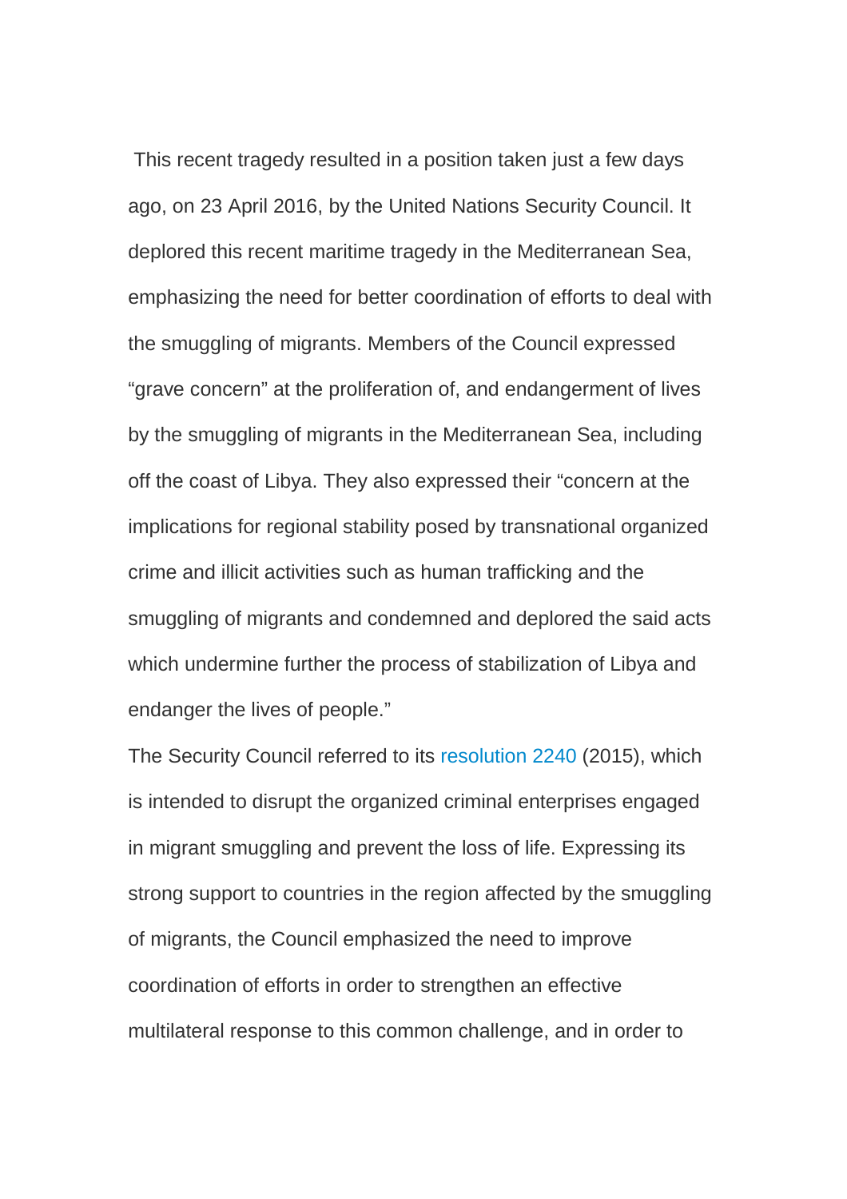This recent tragedy resulted in a position taken just a few days ago, on 23 April 2016, by the United Nations Security Council. It deplored this recent maritime tragedy in the Mediterranean Sea, emphasizing the need for better coordination of efforts to deal with the smuggling of migrants. Members of the Council expressed "grave concern" at the proliferation of, and endangerment of lives by the smuggling of migrants in the Mediterranean Sea, including off the coast of Libya. They also expressed their "concern at the implications for regional stability posed by transnational organized crime and illicit activities such as human trafficking and the smuggling of migrants and condemned and deplored the said acts which undermine further the process of stabilization of Libya and endanger the lives of people."

The Security Council referred to its resolution 2240 (2015), which is intended to disrupt the organized criminal enterprises engaged in migrant smuggling and prevent the loss of life. Expressing its strong support to countries in the region affected by the smuggling of migrants, the Council emphasized the need to improve coordination of efforts in order to strengthen an effective multilateral response to this common challenge, and in order to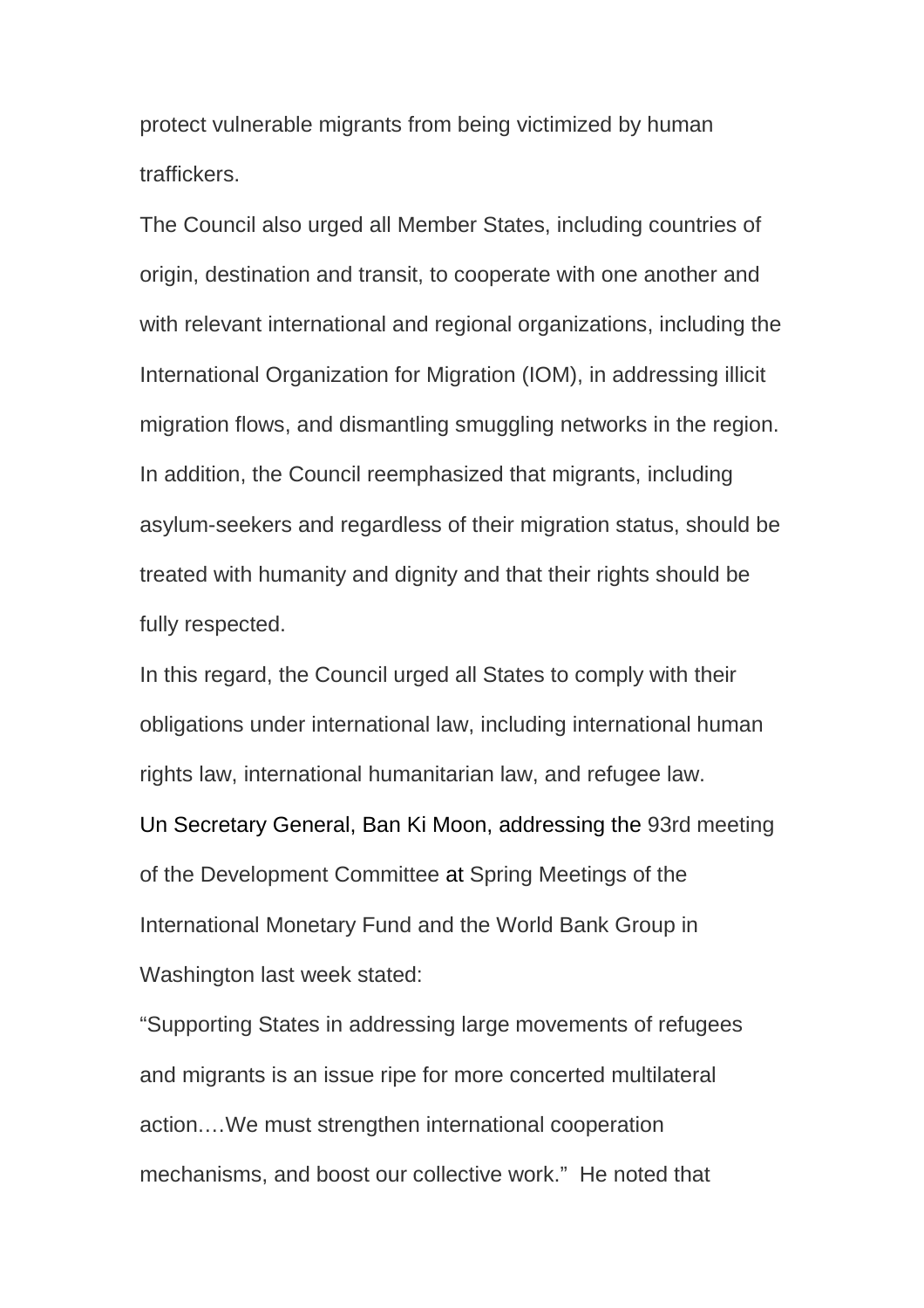protect vulnerable migrants from being victimized by human traffickers.

The Council also urged all Member States, including countries of origin, destination and transit, to cooperate with one another and with relevant international and regional organizations, including the International Organization for Migration (IOM), in addressing illicit migration flows, and dismantling smuggling networks in the region. In addition, the Council reemphasized that migrants, including asylum-seekers and regardless of their migration status, should be treated with humanity and dignity and that their rights should be fully respected.

In this regard, the Council urged all States to comply with their obligations under international law, including international human rights law, international humanitarian law, and refugee law.

Un Secretary General, Ban Ki Moon, addressing the 93rd meeting of the Development Committee at Spring Meetings of the International Monetary Fund and the World Bank Group in Washington last week stated:

“Supporting States in addressing large movements of refugees and migrants is an issue ripe for more concerted multilateral action.…We must strengthen international cooperation mechanisms, and boost our collective work.” He noted that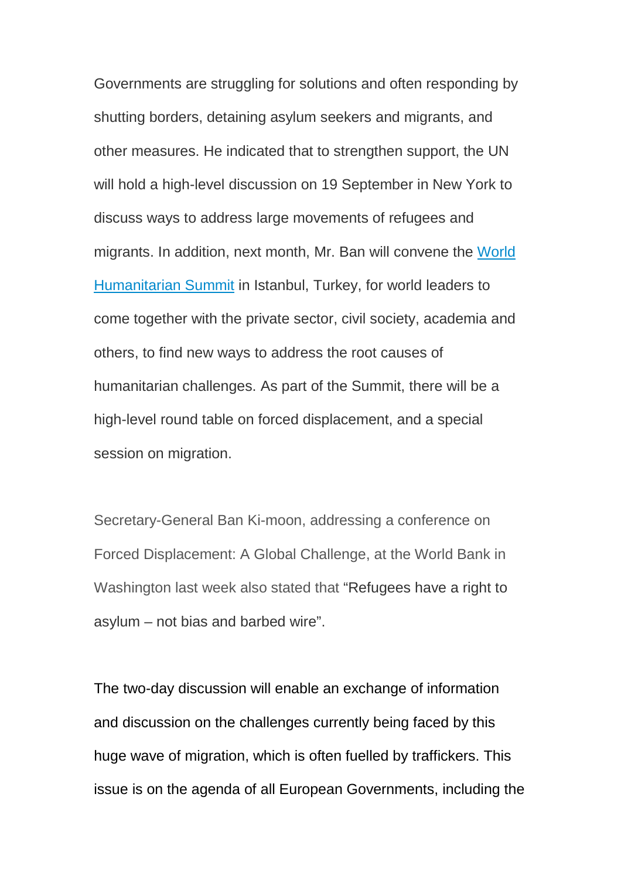Governments are struggling for solutions and often responding by shutting borders, detaining asylum seekers and migrants, and other measures. He indicated that to strengthen support, the UN will hold a high-level discussion on 19 September in New York to discuss ways to address large movements of refugees and migrants. In addition, next month, Mr. Ban will convene the [World Humanitarian Summit] in Istanbul, Turkey, for world leaders to come together with the private sector, civil society, academia and others, to find new ways to address the root causes of humanitarian challenges. As part of the Summit, there will be a high-level round table on forced displacement, and a special session on migration.

Secretary-General Ban Ki-moon, addressing a conference on Forced Displacement: A Global Challenge, at the World Bank in Washington last week also stated that "Refugees have a right to asylum – not bias and barbed wire".

The two-day discussion will enable an exchange of information and discussion on the challenges currently being faced by this huge wave of migration, which is often fuelled by traffickers. This issue is on the agenda of all European Governments, including the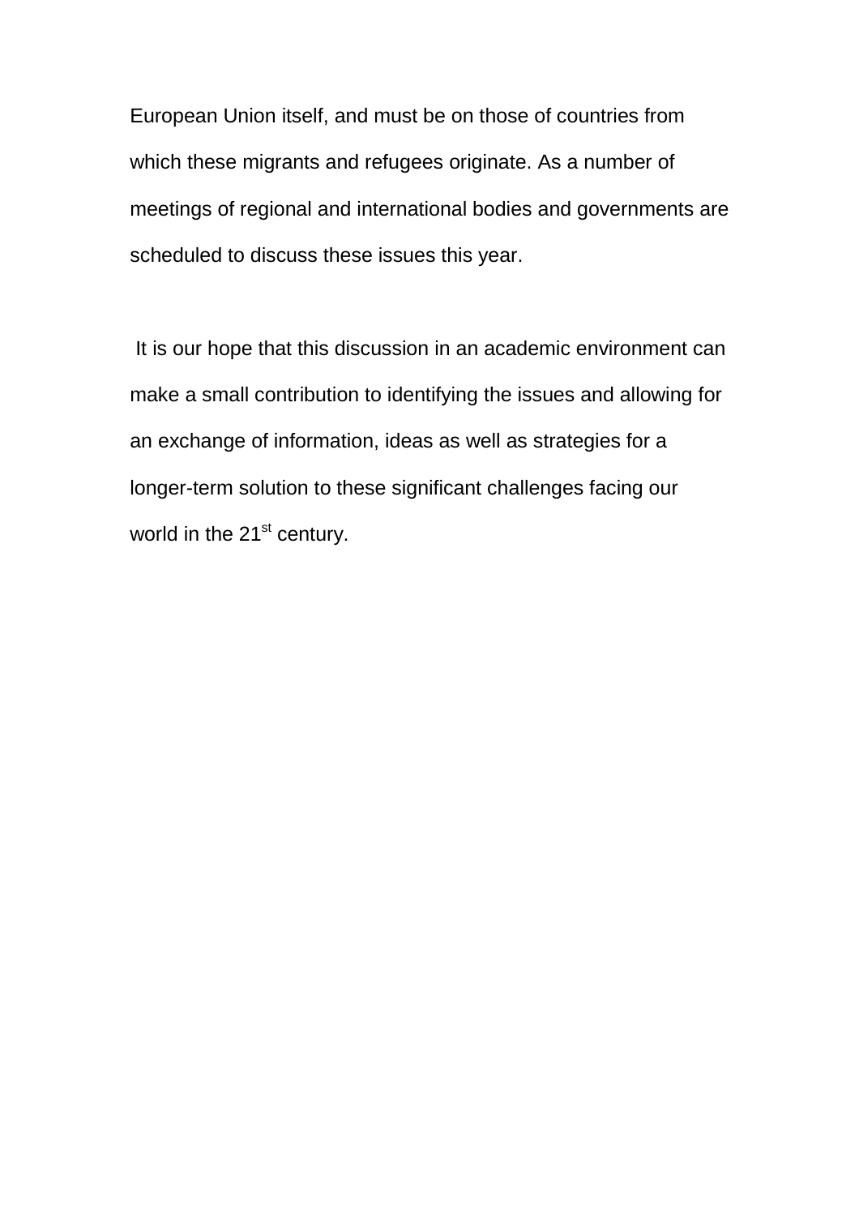European Union itself, and must be on those of countries from which these migrants and refugees originate. As a number of meetings of regional and international bodies and governments are scheduled to discuss these issues this year.

It is our hope that this discussion in an academic environment can make a small contribution to identifying the issues and allowing for an exchange of information, ideas as well as strategies for a longer-term solution to these significant challenges facing our world in the 21st century.